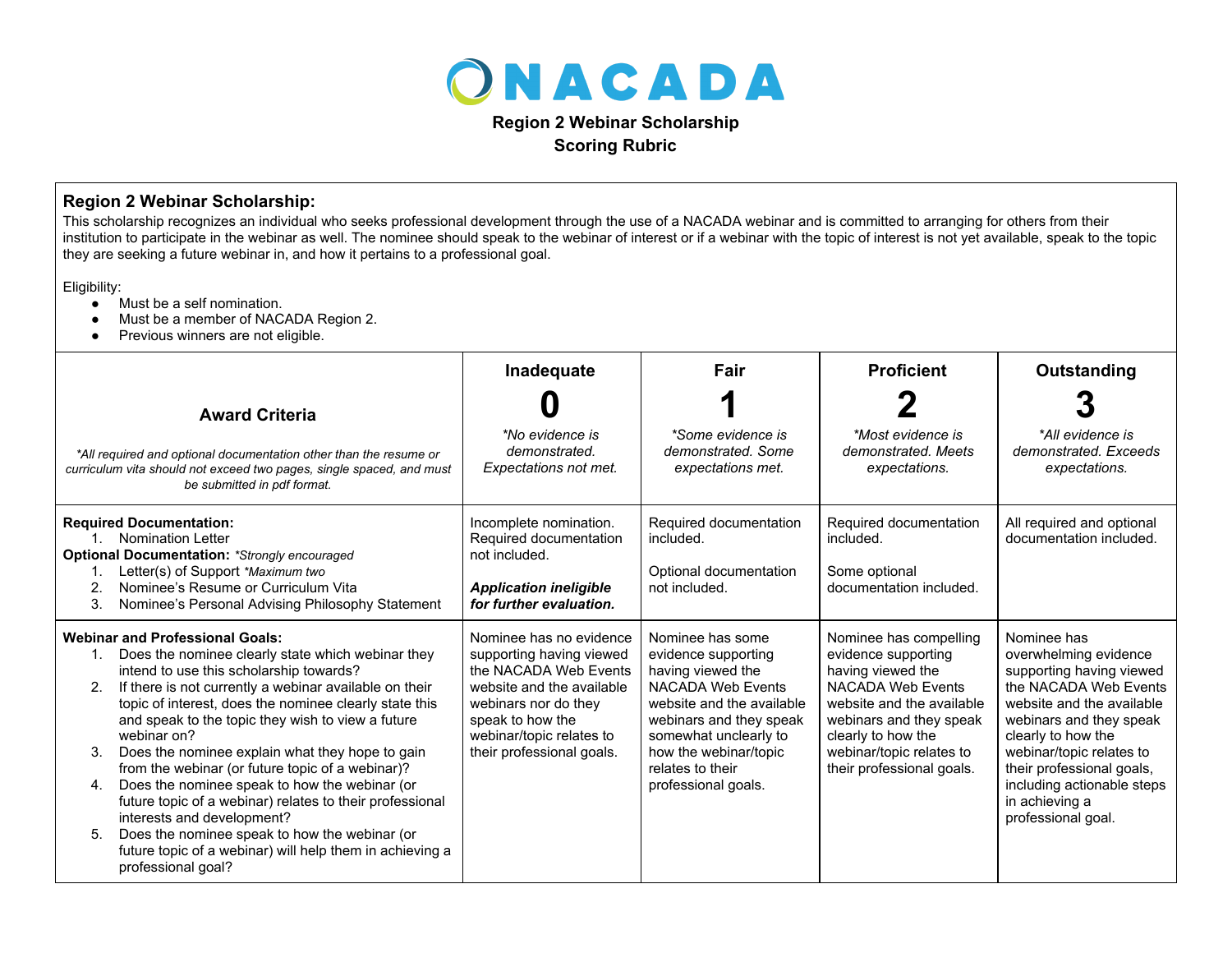# NACADA

**Region 2 Webinar Scholarship**
**Scoring Rubric**

## Region 2 Webinar Scholarship:

This scholarship recognizes an individual who seeks professional development through the use of a NACADA webinar and is committed to arranging for others from their institution to participate in the webinar as well. The nominee should speak to the webinar of interest or if a webinar with the topic of interest is not yet available, speak to the topic they are seeking a future webinar in, and how it pertains to a professional goal.

Eligibility:

- Must be a self nomination.
- Must be a member of NACADA Region 2.
- Previous winners are not eligible.

| **Award Criteria**<br><br>*\*All required and optional documentation other than the resume or curriculum vita should not exceed two pages, single spaced, and must be submitted in pdf format.* | **Inadequate**<br>**0**<br>*\*No evidence is demonstrated. Expectations not met.* | **Fair**<br>**1**<br>*\*Some evidence is demonstrated. Some expectations met.* | **Proficient**<br>**2**<br>*\*Most evidence is demonstrated. Meets expectations.* | **Outstanding**<br>**3**<br>*\*All evidence is demonstrated. Exceeds expectations.* |
|---|---|---|---|---|
| **Required Documentation:**<br>1. Nomination Letter<br>**Optional Documentation:** *\*Strongly encouraged*<br>1. Letter(s) of Support *\*Maximum two*<br>2. Nominee's Resume or Curriculum Vita<br>3. Nominee's Personal Advising Philosophy Statement | Incomplete nomination. Required documentation not included.<br><br>***Application ineligible for further evaluation.*** | Required documentation included.<br><br>Optional documentation not included. | Required documentation included.<br><br>Some optional documentation included. | All required and optional documentation included. |
| **Webinar and Professional Goals:**<br>1. Does the nominee clearly state which webinar they intend to use this scholarship towards?<br>2. If there is not currently a webinar available on their topic of interest, does the nominee clearly state this and speak to the topic they wish to view a future webinar on?<br>3. Does the nominee explain what they hope to gain from the webinar (or future topic of a webinar)?<br>4. Does the nominee speak to how the webinar (or future topic of a webinar) relates to their professional interests and development?<br>5. Does the nominee speak to how the webinar (or future topic of a webinar) will help them in achieving a professional goal? | Nominee has no evidence supporting having viewed the NACADA Web Events website and the available webinars nor do they speak to how the webinar/topic relates to their professional goals. | Nominee has some evidence supporting having viewed the NACADA Web Events website and the available webinars and they speak somewhat unclearly to how the webinar/topic relates to their professional goals. | Nominee has compelling evidence supporting having viewed the NACADA Web Events website and the available webinars and they speak clearly to how the webinar/topic relates to their professional goals. | Nominee has overwhelming evidence supporting having viewed the NACADA Web Events website and the available webinars and they speak clearly to how the webinar/topic relates to their professional goals, including actionable steps in achieving a professional goal. |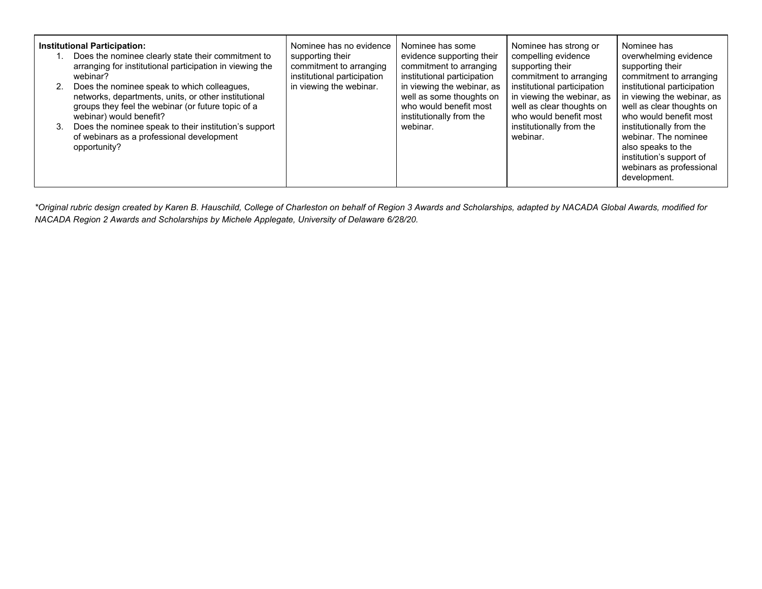| | | | | |
|---|---|---|---|---|
| **Institutional Participation:**<br>1. Does the nominee clearly state their commitment to arranging for institutional participation in viewing the webinar?<br>2. Does the nominee speak to which colleagues, networks, departments, units, or other institutional groups they feel the webinar (or future topic of a webinar) would benefit?<br>3. Does the nominee speak to their institution's support of webinars as a professional development opportunity? | Nominee has no evidence supporting their commitment to arranging institutional participation in viewing the webinar. | Nominee has some evidence supporting their commitment to arranging institutional participation in viewing the webinar, as well as some thoughts on who would benefit most institutionally from the webinar. | Nominee has strong or compelling evidence supporting their commitment to arranging institutional participation in viewing the webinar, as well as clear thoughts on who would benefit most institutionally from the webinar. | Nominee has overwhelming evidence supporting their commitment to arranging institutional participation in viewing the webinar, as well as clear thoughts on who would benefit most institutionally from the webinar. The nominee also speaks to the institution's support of webinars as professional development. |

*\*Original rubric design created by Karen B. Hauschild, College of Charleston on behalf of Region 3 Awards and Scholarships, adapted by NACADA Global Awards, modified for NACADA Region 2 Awards and Scholarships by Michele Applegate, University of Delaware 6/28/20.*